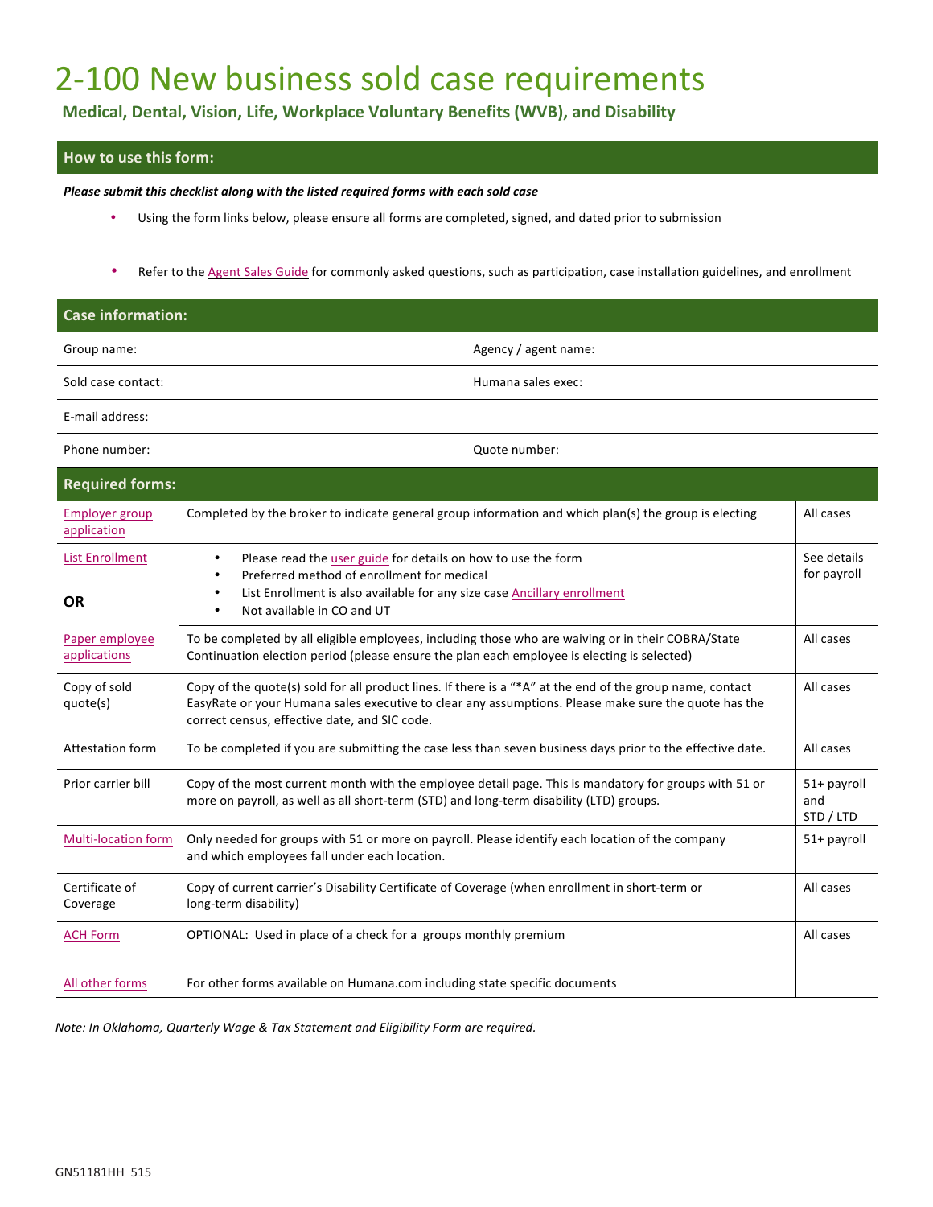# 2-100 New business sold case requirements

**Medical, Dental, Vision, Life, Workplace Voluntary Benefits (WVB), and Disability**

## How to use this form:

***Please submit this checklist along with the listed required forms with each sold case***

- Using the form links below, please ensure all forms are completed, signed, and dated prior to submission
- Refer to the Agent Sales Guide for commonly asked questions, such as participation, case installation guidelines, and enrollment

## Case information:

| | |
|---|---|
| Group name: | Agency / agent name: |
| Sold case contact: | Humana sales exec: |
| E-mail address: | |
| Phone number: | Quote number: |

## Required forms:

| | | |
|---|---|---|
| Employer group application | Completed by the broker to indicate general group information and which plan(s) the group is electing | All cases |
| List Enrollment<br><br>**OR** | • Please read the user guide for details on how to use the form<br>• Preferred method of enrollment for medical<br>• List Enrollment is also available for any size case Ancillary enrollment<br>• Not available in CO and UT | See details for payroll |
| Paper employee applications | To be completed by all eligible employees, including those who are waiving or in their COBRA/State Continuation election period (please ensure the plan each employee is electing is selected) | All cases |
| Copy of sold quote(s) | Copy of the quote(s) sold for all product lines. If there is a "*A" at the end of the group name, contact EasyRate or your Humana sales executive to clear any assumptions. Please make sure the quote has the correct census, effective date, and SIC code. | All cases |
| Attestation form | To be completed if you are submitting the case less than seven business days prior to the effective date. | All cases |
| Prior carrier bill | Copy of the most current month with the employee detail page. This is mandatory for groups with 51 or more on payroll, as well as all short-term (STD) and long-term disability (LTD) groups. | 51+ payroll and STD / LTD |
| Multi-location form | Only needed for groups with 51 or more on payroll. Please identify each location of the company and which employees fall under each location. | 51+ payroll |
| Certificate of Coverage | Copy of current carrier's Disability Certificate of Coverage (when enrollment in short-term or long-term disability) | All cases |
| ACH Form | OPTIONAL: Used in place of a check for a groups monthly premium | All cases |
| All other forms | For other forms available on Humana.com including state specific documents | |

*Note: In Oklahoma, Quarterly Wage & Tax Statement and Eligibility Form are required.*

GN51181HH 515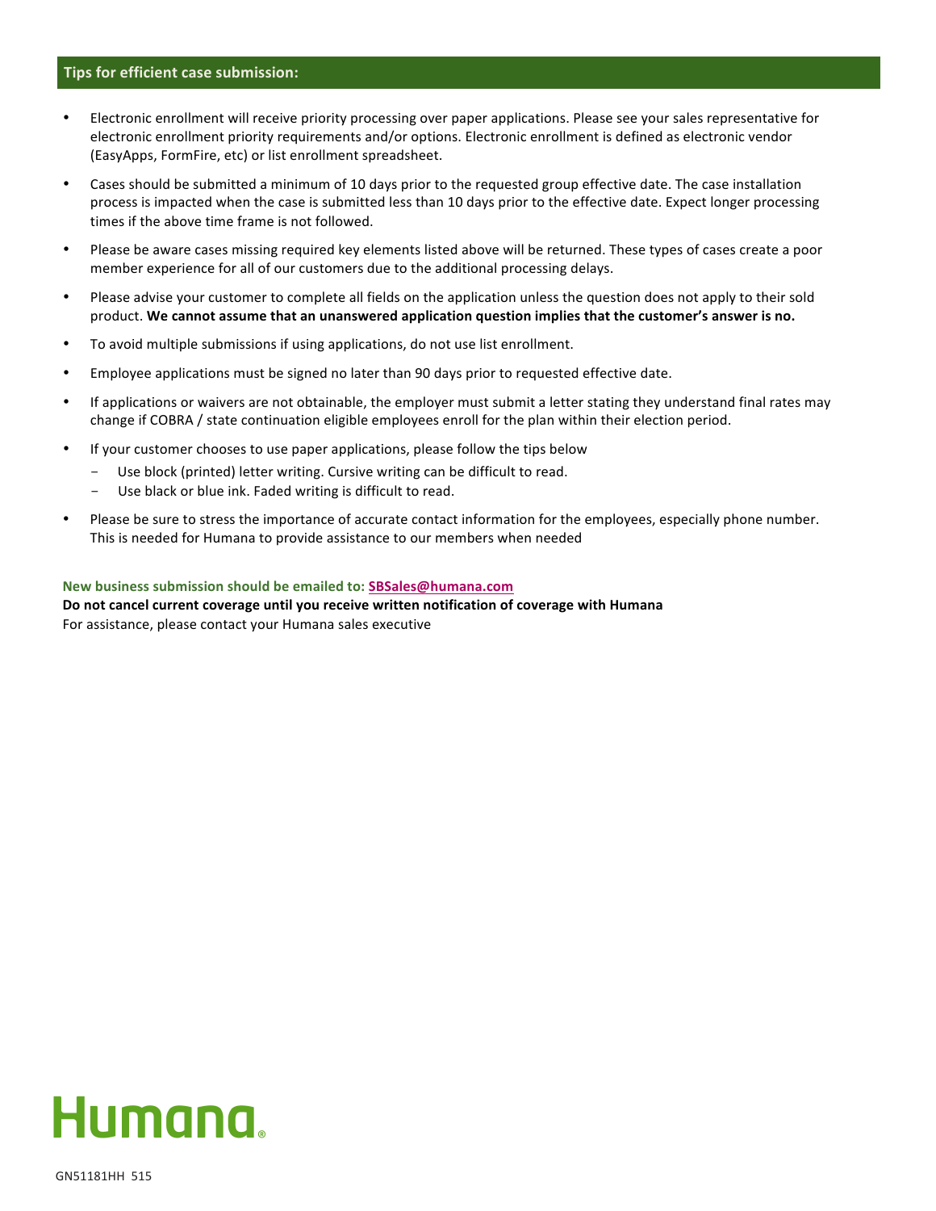## Tips for efficient case submission:

- Electronic enrollment will receive priority processing over paper applications. Please see your sales representative for electronic enrollment priority requirements and/or options. Electronic enrollment is defined as electronic vendor (EasyApps, FormFire, etc) or list enrollment spreadsheet.
- Cases should be submitted a minimum of 10 days prior to the requested group effective date. The case installation process is impacted when the case is submitted less than 10 days prior to the effective date. Expect longer processing times if the above time frame is not followed.
- Please be aware cases missing required key elements listed above will be returned. These types of cases create a poor member experience for all of our customers due to the additional processing delays.
- Please advise your customer to complete all fields on the application unless the question does not apply to their sold product. **We cannot assume that an unanswered application question implies that the customer's answer is no.**
- To avoid multiple submissions if using applications, do not use list enrollment.
- Employee applications must be signed no later than 90 days prior to requested effective date.
- If applications or waivers are not obtainable, the employer must submit a letter stating they understand final rates may change if COBRA / state continuation eligible employees enroll for the plan within their election period.
- If your customer chooses to use paper applications, please follow the tips below
  - Use block (printed) letter writing. Cursive writing can be difficult to read.
  - Use black or blue ink. Faded writing is difficult to read.
- Please be sure to stress the importance of accurate contact information for the employees, especially phone number. This is needed for Humana to provide assistance to our members when needed

**New business submission should be emailed to: SBSales@humana.com**

**Do not cancel current coverage until you receive written notification of coverage with Humana**

For assistance, please contact your Humana sales executive

Humana

GN51181HH 515